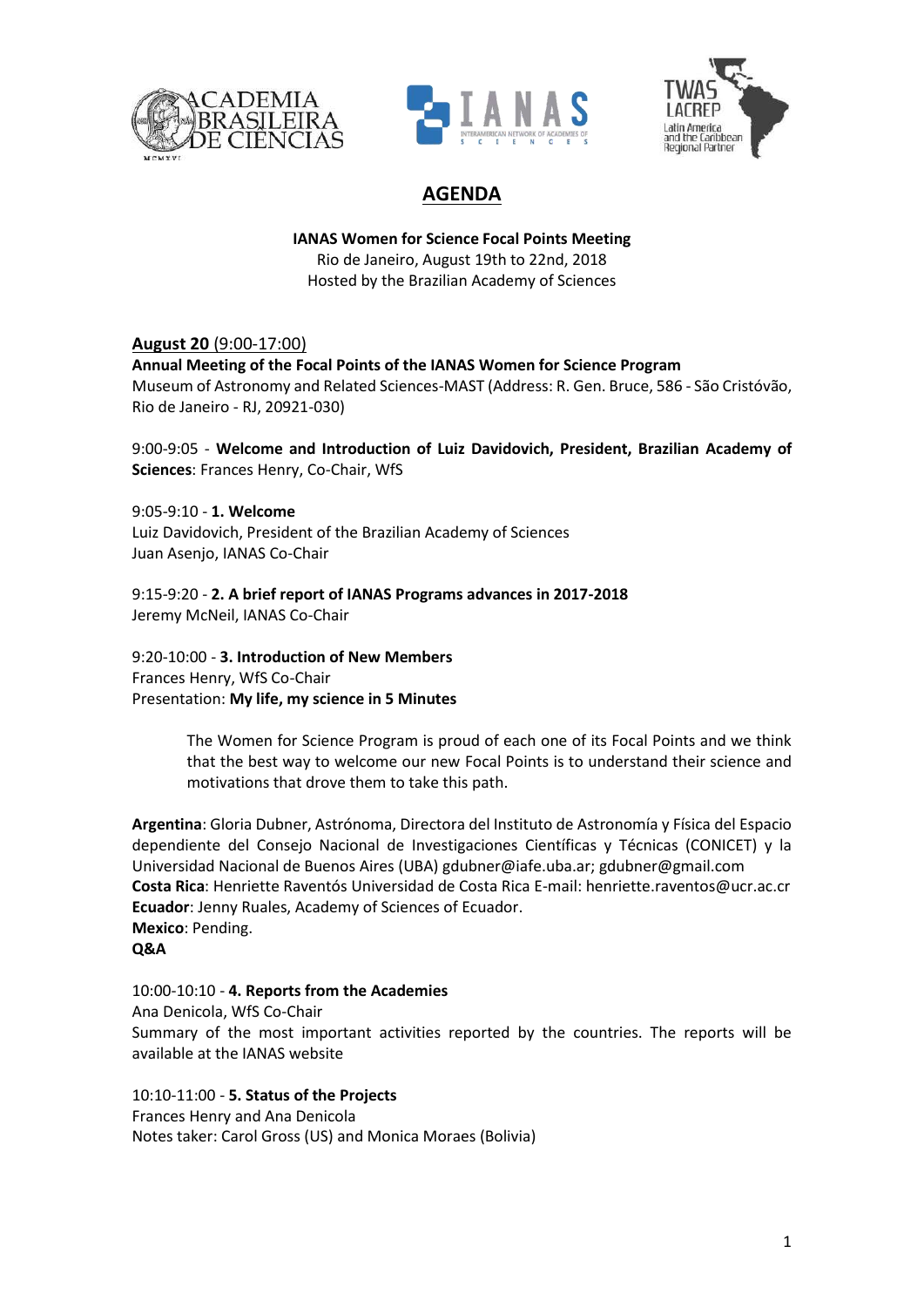# AGENDA

**IANAS Women for Science Focal Points Meeting**
Rio de Janeiro, August 19th to 22nd, 2018
Hosted by the Brazilian Academy of Sciences

**August 20** (9:00-17:00)
**Annual Meeting of the Focal Points of the IANAS Women for Science Program**
Museum of Astronomy and Related Sciences-MAST (Address: R. Gen. Bruce, 586 - São Cristóvão, Rio de Janeiro - RJ, 20921-030)

9:00-9:05 - **Welcome and Introduction of Luiz Davidovich, President, Brazilian Academy of Sciences**: Frances Henry, Co-Chair, WfS

9:05-9:10 - **1. Welcome**
Luiz Davidovich, President of the Brazilian Academy of Sciences
Juan Asenjo, IANAS Co-Chair

9:15-9:20 - **2. A brief report of IANAS Programs advances in 2017-2018**
Jeremy McNeil, IANAS Co-Chair

9:20-10:00 - **3. Introduction of New Members**
Frances Henry, WfS Co-Chair
Presentation: **My life, my science in 5 Minutes**

> The Women for Science Program is proud of each one of its Focal Points and we think that the best way to welcome our new Focal Points is to understand their science and motivations that drove them to take this path.

**Argentina**: Gloria Dubner, Astrónoma, Directora del Instituto de Astronomía y Física del Espacio dependiente del Consejo Nacional de Investigaciones Científicas y Técnicas (CONICET) y la Universidad Nacional de Buenos Aires (UBA) gdubner@iafe.uba.ar; gdubner@gmail.com
**Costa Rica**: Henriette Raventós Universidad de Costa Rica E-mail: henriette.raventos@ucr.ac.cr
**Ecuador**: Jenny Ruales, Academy of Sciences of Ecuador.
**Mexico**: Pending.
**Q&A**

10:00-10:10 - **4. Reports from the Academies**
Ana Denicola, WfS Co-Chair
Summary of the most important activities reported by the countries. The reports will be available at the IANAS website

10:10-11:00 - **5. Status of the Projects**
Frances Henry and Ana Denicola
Notes taker: Carol Gross (US) and Monica Moraes (Bolivia)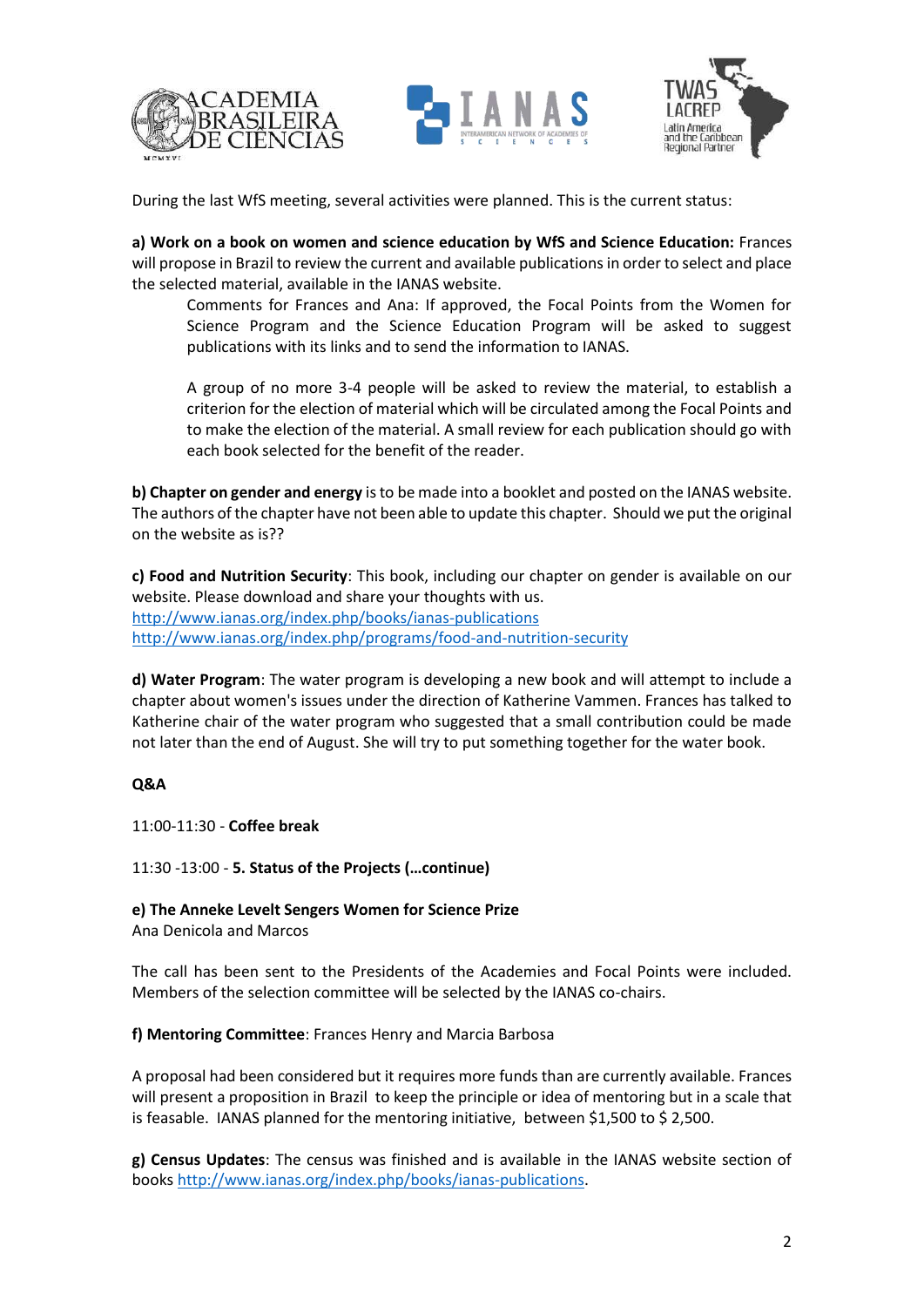During the last WfS meeting, several activities were planned. This is the current status:

**a) Work on a book on women and science education by WfS and Science Education:** Frances will propose in Brazil to review the current and available publications in order to select and place the selected material, available in the IANAS website.

> Comments for Frances and Ana: If approved, the Focal Points from the Women for Science Program and the Science Education Program will be asked to suggest publications with its links and to send the information to IANAS.
>
> A group of no more 3-4 people will be asked to review the material, to establish a criterion for the election of material which will be circulated among the Focal Points and to make the election of the material. A small review for each publication should go with each book selected for the benefit of the reader.

**b) Chapter on gender and energy** is to be made into a booklet and posted on the IANAS website. The authors of the chapter have not been able to update this chapter. Should we put the original on the website as is??

**c) Food and Nutrition Security**: This book, including our chapter on gender is available on our website. Please download and share your thoughts with us.
http://www.ianas.org/index.php/books/ianas-publications
http://www.ianas.org/index.php/programs/food-and-nutrition-security

**d) Water Program**: The water program is developing a new book and will attempt to include a chapter about women's issues under the direction of Katherine Vammen. Frances has talked to Katherine chair of the water program who suggested that a small contribution could be made not later than the end of August. She will try to put something together for the water book.

**Q&A**

11:00-11:30 - **Coffee break**

11:30 -13:00 - **5. Status of the Projects (…continue)**

**e) The Anneke Levelt Sengers Women for Science Prize**
Ana Denicola and Marcos

The call has been sent to the Presidents of the Academies and Focal Points were included. Members of the selection committee will be selected by the IANAS co-chairs.

**f) Mentoring Committee**: Frances Henry and Marcia Barbosa

A proposal had been considered but it requires more funds than are currently available. Frances will present a proposition in Brazil to keep the principle or idea of mentoring but in a scale that is feasable. IANAS planned for the mentoring initiative, between $1,500 to $ 2,500.

**g) Census Updates**: The census was finished and is available in the IANAS website section of books http://www.ianas.org/index.php/books/ianas-publications.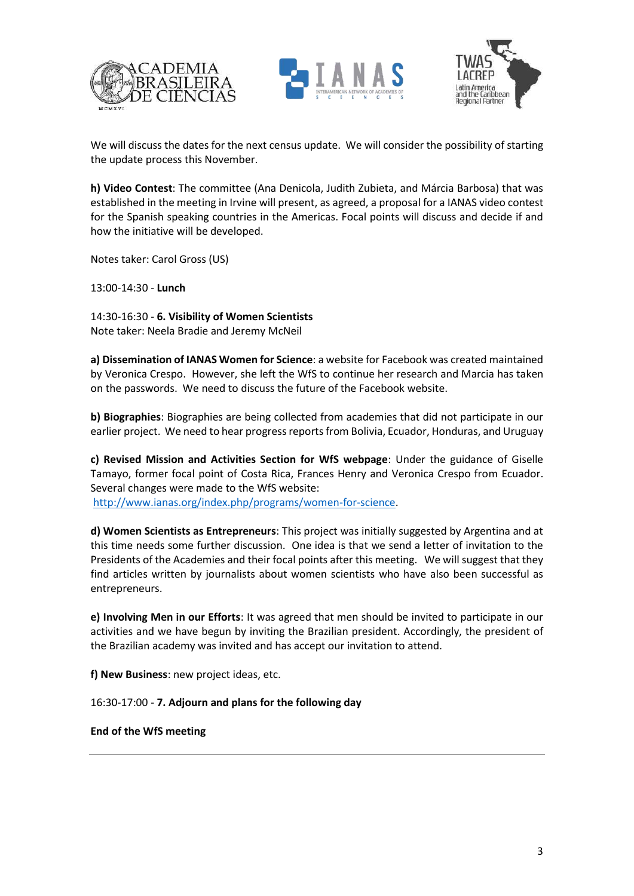We will discuss the dates for the next census update. We will consider the possibility of starting the update process this November.

**h) Video Contest**: The committee (Ana Denicola, Judith Zubieta, and Márcia Barbosa) that was established in the meeting in Irvine will present, as agreed, a proposal for a IANAS video contest for the Spanish speaking countries in the Americas. Focal points will discuss and decide if and how the initiative will be developed.

Notes taker: Carol Gross (US)

13:00-14:30 - **Lunch**

14:30-16:30 - **6. Visibility of Women Scientists**
Note taker: Neela Bradie and Jeremy McNeil

**a) Dissemination of IANAS Women for Science**: a website for Facebook was created maintained by Veronica Crespo. However, she left the WfS to continue her research and Marcia has taken on the passwords. We need to discuss the future of the Facebook website.

**b) Biographies**: Biographies are being collected from academies that did not participate in our earlier project. We need to hear progress reports from Bolivia, Ecuador, Honduras, and Uruguay

**c) Revised Mission and Activities Section for WfS webpage**: Under the guidance of Giselle Tamayo, former focal point of Costa Rica, Frances Henry and Veronica Crespo from Ecuador. Several changes were made to the WfS website:
http://www.ianas.org/index.php/programs/women-for-science.

**d) Women Scientists as Entrepreneurs**: This project was initially suggested by Argentina and at this time needs some further discussion. One idea is that we send a letter of invitation to the Presidents of the Academies and their focal points after this meeting. We will suggest that they find articles written by journalists about women scientists who have also been successful as entrepreneurs.

**e) Involving Men in our Efforts**: It was agreed that men should be invited to participate in our activities and we have begun by inviting the Brazilian president. Accordingly, the president of the Brazilian academy was invited and has accept our invitation to attend.

**f) New Business**: new project ideas, etc.

16:30-17:00 - **7. Adjourn and plans for the following day**

**End of the WfS meeting**

---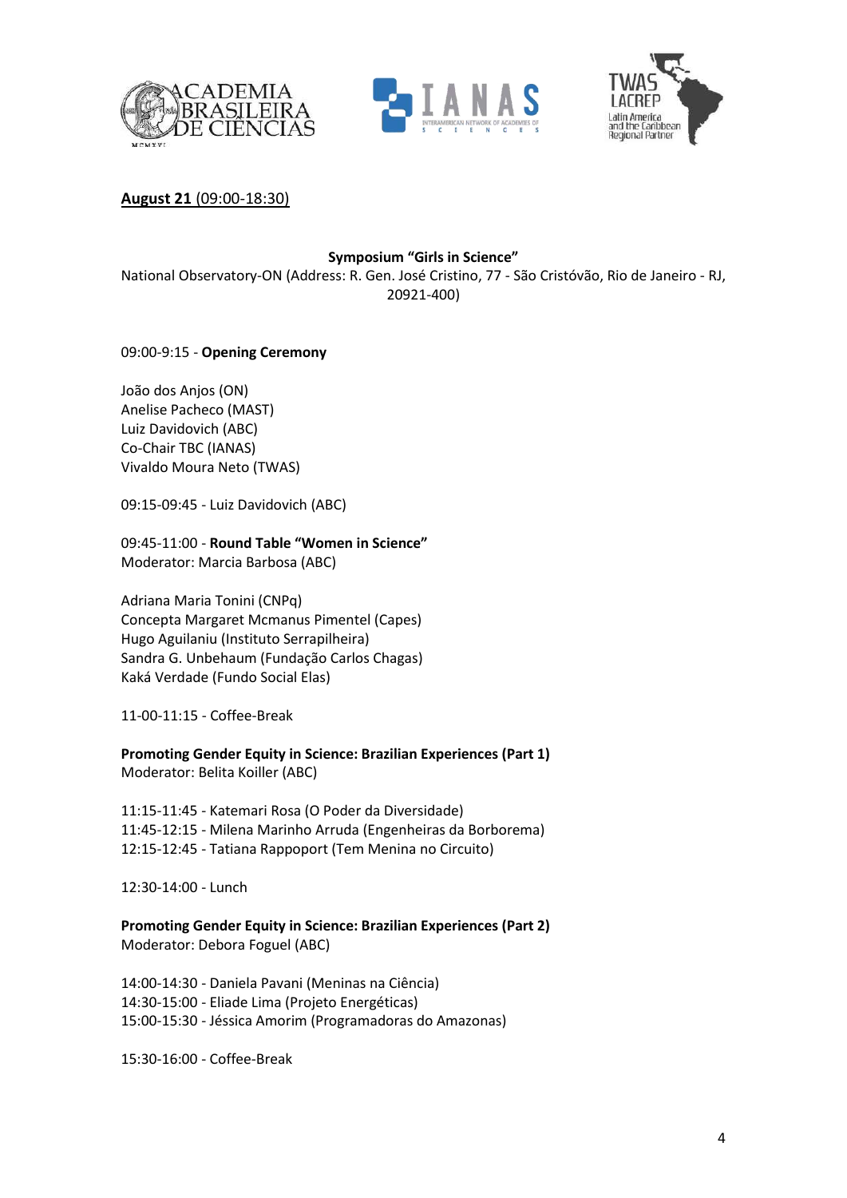**August 21** (09:00-18:30)

**Symposium "Girls in Science"**

National Observatory-ON (Address: R. Gen. José Cristino, 77 - São Cristóvão, Rio de Janeiro - RJ, 20921-400)

09:00-9:15 - **Opening Ceremony**

João dos Anjos (ON)
Anelise Pacheco (MAST)
Luiz Davidovich (ABC)
Co-Chair TBC (IANAS)
Vivaldo Moura Neto (TWAS)

09:15-09:45 - Luiz Davidovich (ABC)

09:45-11:00 - **Round Table "Women in Science"**
Moderator: Marcia Barbosa (ABC)

Adriana Maria Tonini (CNPq)
Concepta Margaret Mcmanus Pimentel (Capes)
Hugo Aguilaniu (Instituto Serrapilheira)
Sandra G. Unbehaum (Fundação Carlos Chagas)
Kaká Verdade (Fundo Social Elas)

11-00-11:15 - Coffee-Break

**Promoting Gender Equity in Science: Brazilian Experiences (Part 1)**
Moderator: Belita Koiller (ABC)

11:15-11:45 - Katemari Rosa (O Poder da Diversidade)
11:45-12:15 - Milena Marinho Arruda (Engenheiras da Borborema)
12:15-12:45 - Tatiana Rappoport (Tem Menina no Circuito)

12:30-14:00 - Lunch

**Promoting Gender Equity in Science: Brazilian Experiences (Part 2)**
Moderator: Debora Foguel (ABC)

14:00-14:30 - Daniela Pavani (Meninas na Ciência)
14:30-15:00 - Eliade Lima (Projeto Energéticas)
15:00-15:30 - Jéssica Amorim (Programadoras do Amazonas)

15:30-16:00 - Coffee-Break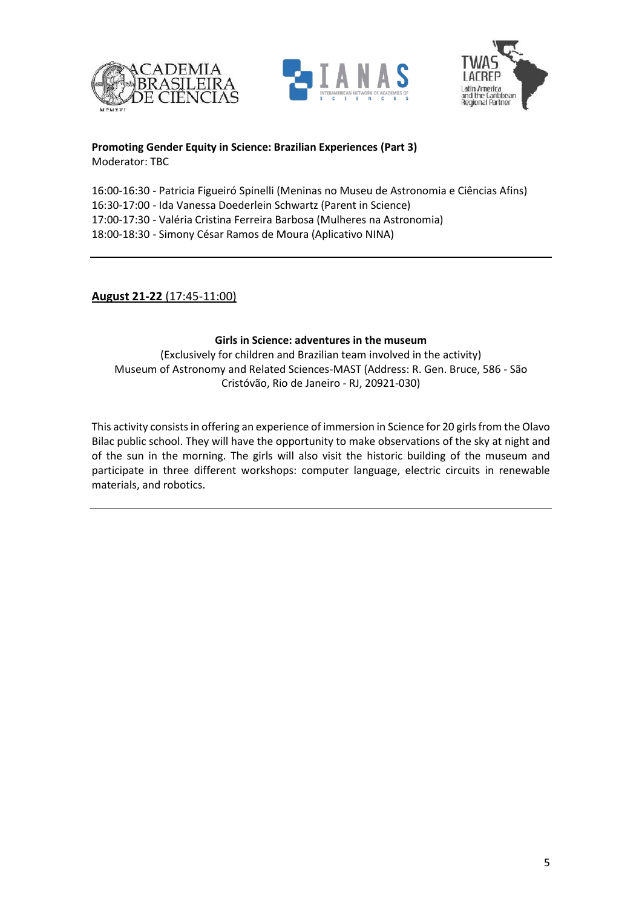**Promoting Gender Equity in Science: Brazilian Experiences (Part 3)**
Moderator: TBC

16:00-16:30 - Patricia Figueiró Spinelli (Meninas no Museu de Astronomia e Ciências Afins)
16:30-17:00 - Ida Vanessa Doederlein Schwartz (Parent in Science)
17:00-17:30 - Valéria Cristina Ferreira Barbosa (Mulheres na Astronomia)
18:00-18:30 - Simony César Ramos de Moura (Aplicativo NINA)

---

**August 21-22** (17:45-11:00)

**Girls in Science: adventures in the museum**
(Exclusively for children and Brazilian team involved in the activity)
Museum of Astronomy and Related Sciences-MAST (Address: R. Gen. Bruce, 586 - São Cristóvão, Rio de Janeiro - RJ, 20921-030)

This activity consists in offering an experience of immersion in Science for 20 girls from the Olavo Bilac public school. They will have the opportunity to make observations of the sky at night and of the sun in the morning. The girls will also visit the historic building of the museum and participate in three different workshops: computer language, electric circuits in renewable materials, and robotics.

---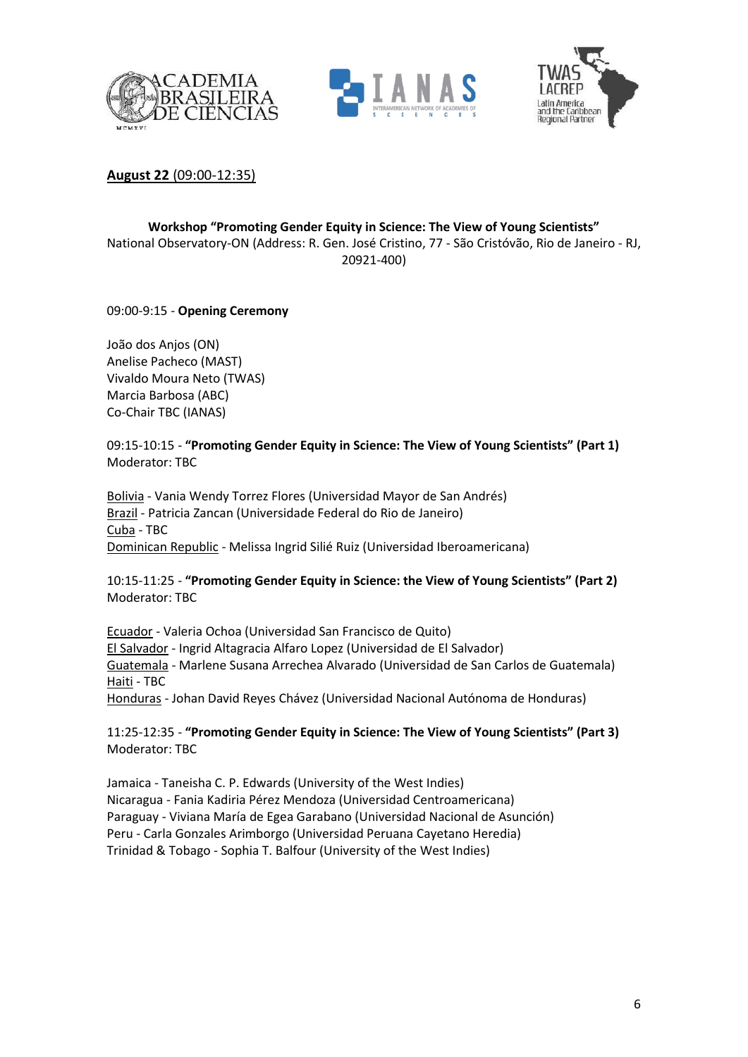**August 22** (09:00-12:35)

**Workshop "Promoting Gender Equity in Science: The View of Young Scientists"**
National Observatory-ON (Address: R. Gen. José Cristino, 77 - São Cristóvão, Rio de Janeiro - RJ, 20921-400)

09:00-9:15 - **Opening Ceremony**

João dos Anjos (ON)
Anelise Pacheco (MAST)
Vivaldo Moura Neto (TWAS)
Marcia Barbosa (ABC)
Co-Chair TBC (IANAS)

09:15-10:15 - **"Promoting Gender Equity in Science: The View of Young Scientists" (Part 1)**
Moderator: TBC

Bolivia - Vania Wendy Torrez Flores (Universidad Mayor de San Andrés)
Brazil - Patricia Zancan (Universidade Federal do Rio de Janeiro)
Cuba - TBC
Dominican Republic - Melissa Ingrid Silié Ruiz (Universidad Iberoamericana)

10:15-11:25 - **"Promoting Gender Equity in Science: the View of Young Scientists" (Part 2)**
Moderator: TBC

Ecuador - Valeria Ochoa (Universidad San Francisco de Quito)
El Salvador - Ingrid Altagracia Alfaro Lopez (Universidad de El Salvador)
Guatemala - Marlene Susana Arrechea Alvarado (Universidad de San Carlos de Guatemala)
Haiti - TBC
Honduras - Johan David Reyes Chávez (Universidad Nacional Autónoma de Honduras)

11:25-12:35 - **"Promoting Gender Equity in Science: The View of Young Scientists" (Part 3)**
Moderator: TBC

Jamaica - Taneisha C. P. Edwards (University of the West Indies)
Nicaragua - Fania Kadiria Pérez Mendoza (Universidad Centroamericana)
Paraguay - Viviana María de Egea Garabano (Universidad Nacional de Asunción)
Peru - Carla Gonzales Arimborgo (Universidad Peruana Cayetano Heredia)
Trinidad & Tobago - Sophia T. Balfour (University of the West Indies)